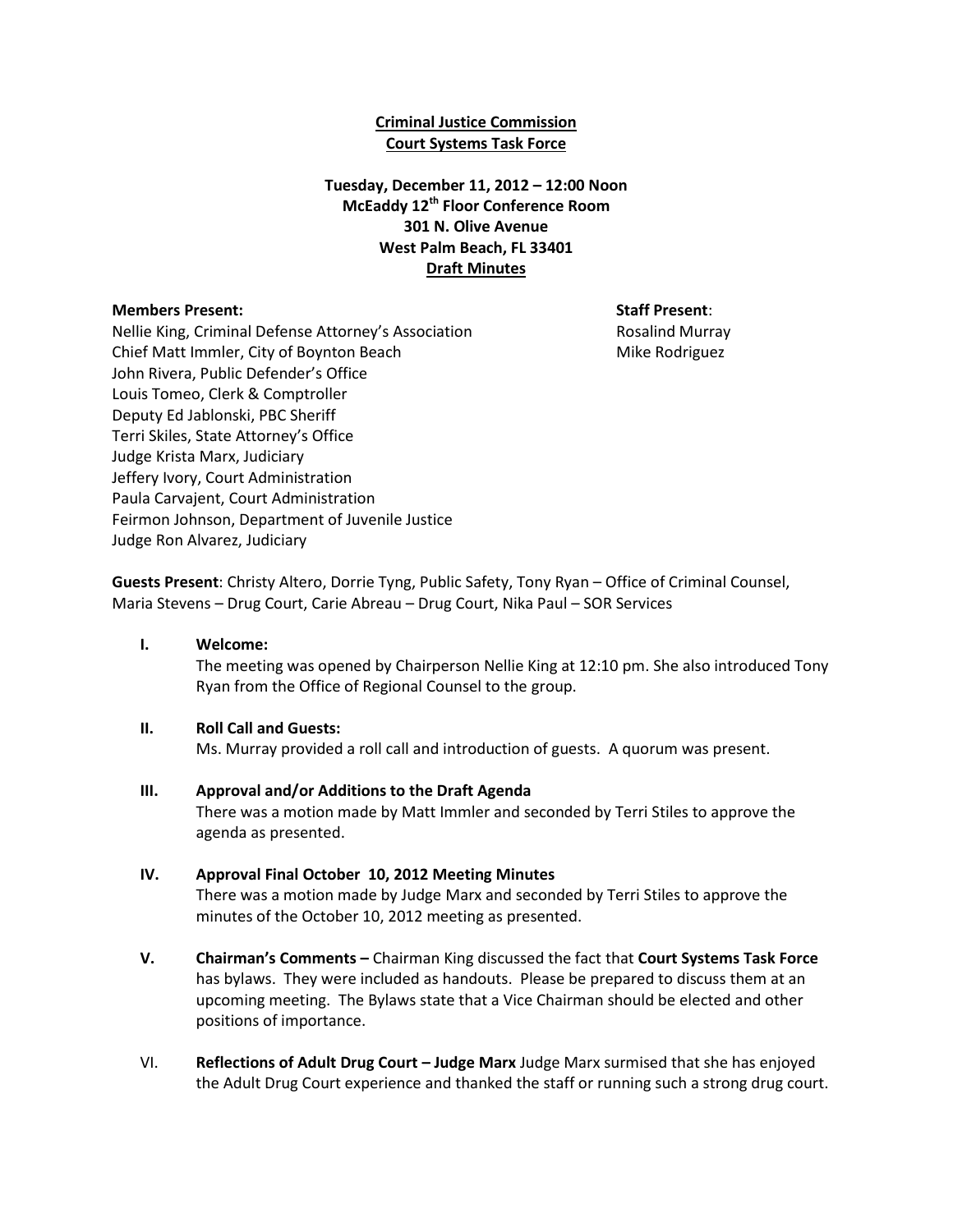**Criminal Justice Commission**
**Court Systems Task Force**

**Tuesday, December 11, 2012 – 12:00 Noon**
**McEaddy 12th Floor Conference Room**
**301 N. Olive Avenue**
**West Palm Beach, FL 33401**
**Draft Minutes**

**Members Present:**
Nellie King, Criminal Defense Attorney's Association
Chief Matt Immler, City of Boynton Beach
John Rivera, Public Defender's Office
Louis Tomeo, Clerk & Comptroller
Deputy Ed Jablonski, PBC Sheriff
Terri Skiles, State Attorney's Office
Judge Krista Marx, Judiciary
Jeffery Ivory, Court Administration
Paula Carvajent, Court Administration
Feirmon Johnson, Department of Juvenile Justice
Judge Ron Alvarez, Judiciary

**Staff Present**:
Rosalind Murray
Mike Rodriguez

**Guests Present**: Christy Altero, Dorrie Tyng, Public Safety, Tony Ryan – Office of Criminal Counsel, Maria Stevens – Drug Court, Carie Abreau – Drug Court, Nika Paul – SOR Services

I. **Welcome:**
The meeting was opened by Chairperson Nellie King at 12:10 pm. She also introduced Tony Ryan from the Office of Regional Counsel to the group.

II. **Roll Call and Guests:**
Ms. Murray provided a roll call and introduction of guests. A quorum was present.

III. **Approval and/or Additions to the Draft Agenda**
There was a motion made by Matt Immler and seconded by Terri Stiles to approve the agenda as presented.

IV. **Approval Final October 10, 2012 Meeting Minutes**
There was a motion made by Judge Marx and seconded by Terri Stiles to approve the minutes of the October 10, 2012 meeting as presented.

V. **Chairman's Comments –** Chairman King discussed the fact that **Court Systems Task Force** has bylaws. They were included as handouts. Please be prepared to discuss them at an upcoming meeting. The Bylaws state that a Vice Chairman should be elected and other positions of importance.

VI. **Reflections of Adult Drug Court – Judge Marx** Judge Marx surmised that she has enjoyed the Adult Drug Court experience and thanked the staff or running such a strong drug court.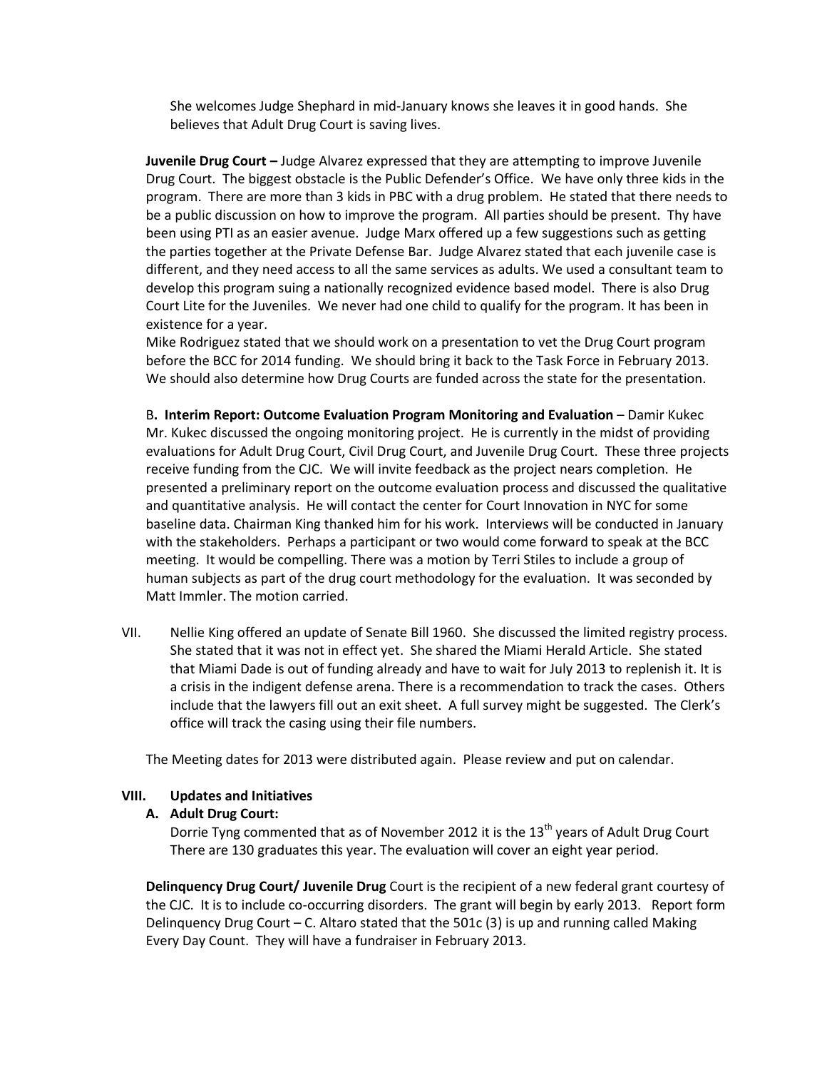She welcomes Judge Shephard in mid-January knows she leaves it in good hands. She believes that Adult Drug Court is saving lives.

**Juvenile Drug Court –** Judge Alvarez expressed that they are attempting to improve Juvenile Drug Court. The biggest obstacle is the Public Defender's Office. We have only three kids in the program. There are more than 3 kids in PBC with a drug problem. He stated that there needs to be a public discussion on how to improve the program. All parties should be present. Thy have been using PTI as an easier avenue. Judge Marx offered up a few suggestions such as getting the parties together at the Private Defense Bar. Judge Alvarez stated that each juvenile case is different, and they need access to all the same services as adults. We used a consultant team to develop this program suing a nationally recognized evidence based model. There is also Drug Court Lite for the Juveniles. We never had one child to qualify for the program. It has been in existence for a year.

Mike Rodriguez stated that we should work on a presentation to vet the Drug Court program before the BCC for 2014 funding. We should bring it back to the Task Force in February 2013. We should also determine how Drug Courts are funded across the state for the presentation.

B**. Interim Report: Outcome Evaluation Program Monitoring and Evaluation** – Damir Kukec
Mr. Kukec discussed the ongoing monitoring project. He is currently in the midst of providing evaluations for Adult Drug Court, Civil Drug Court, and Juvenile Drug Court. These three projects receive funding from the CJC. We will invite feedback as the project nears completion. He presented a preliminary report on the outcome evaluation process and discussed the qualitative and quantitative analysis. He will contact the center for Court Innovation in NYC for some baseline data. Chairman King thanked him for his work. Interviews will be conducted in January with the stakeholders. Perhaps a participant or two would come forward to speak at the BCC meeting. It would be compelling. There was a motion by Terri Stiles to include a group of human subjects as part of the drug court methodology for the evaluation. It was seconded by Matt Immler. The motion carried.

VII. Nellie King offered an update of Senate Bill 1960. She discussed the limited registry process. She stated that it was not in effect yet. She shared the Miami Herald Article. She stated that Miami Dade is out of funding already and have to wait for July 2013 to replenish it. It is a crisis in the indigent defense arena. There is a recommendation to track the cases. Others include that the lawyers fill out an exit sheet. A full survey might be suggested. The Clerk's office will track the casing using their file numbers.

The Meeting dates for 2013 were distributed again. Please review and put on calendar.

**VIII. Updates and Initiatives**

**A. Adult Drug Court:**

Dorrie Tyng commented that as of November 2012 it is the 13th years of Adult Drug Court There are 130 graduates this year. The evaluation will cover an eight year period.

**Delinquency Drug Court/ Juvenile Drug** Court is the recipient of a new federal grant courtesy of the CJC. It is to include co-occurring disorders. The grant will begin by early 2013. Report form Delinquency Drug Court – C. Altaro stated that the 501c (3) is up and running called Making Every Day Count. They will have a fundraiser in February 2013.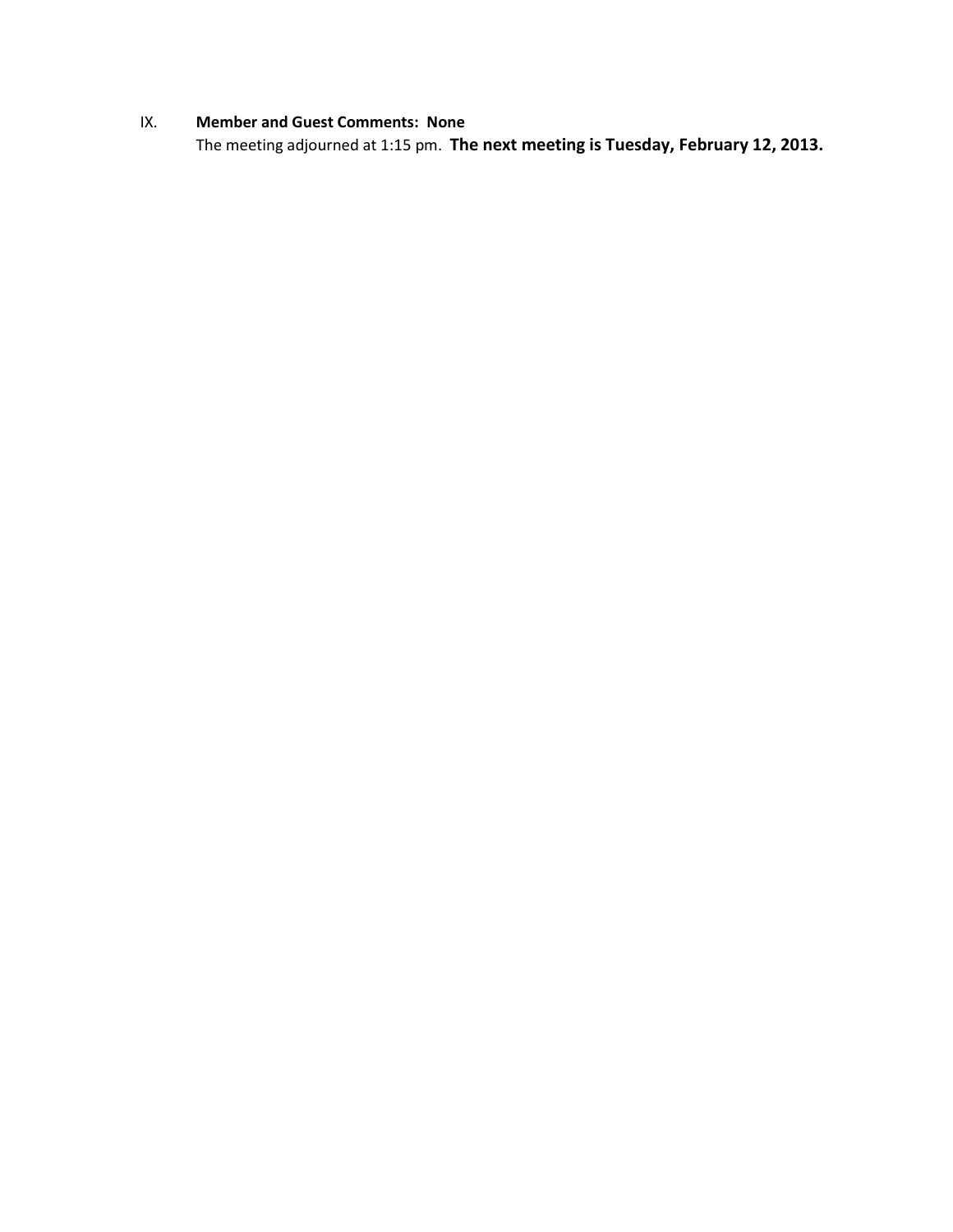IX. **Member and Guest Comments: None**

The meeting adjourned at 1:15 pm. **The next meeting is Tuesday, February 12, 2013.**